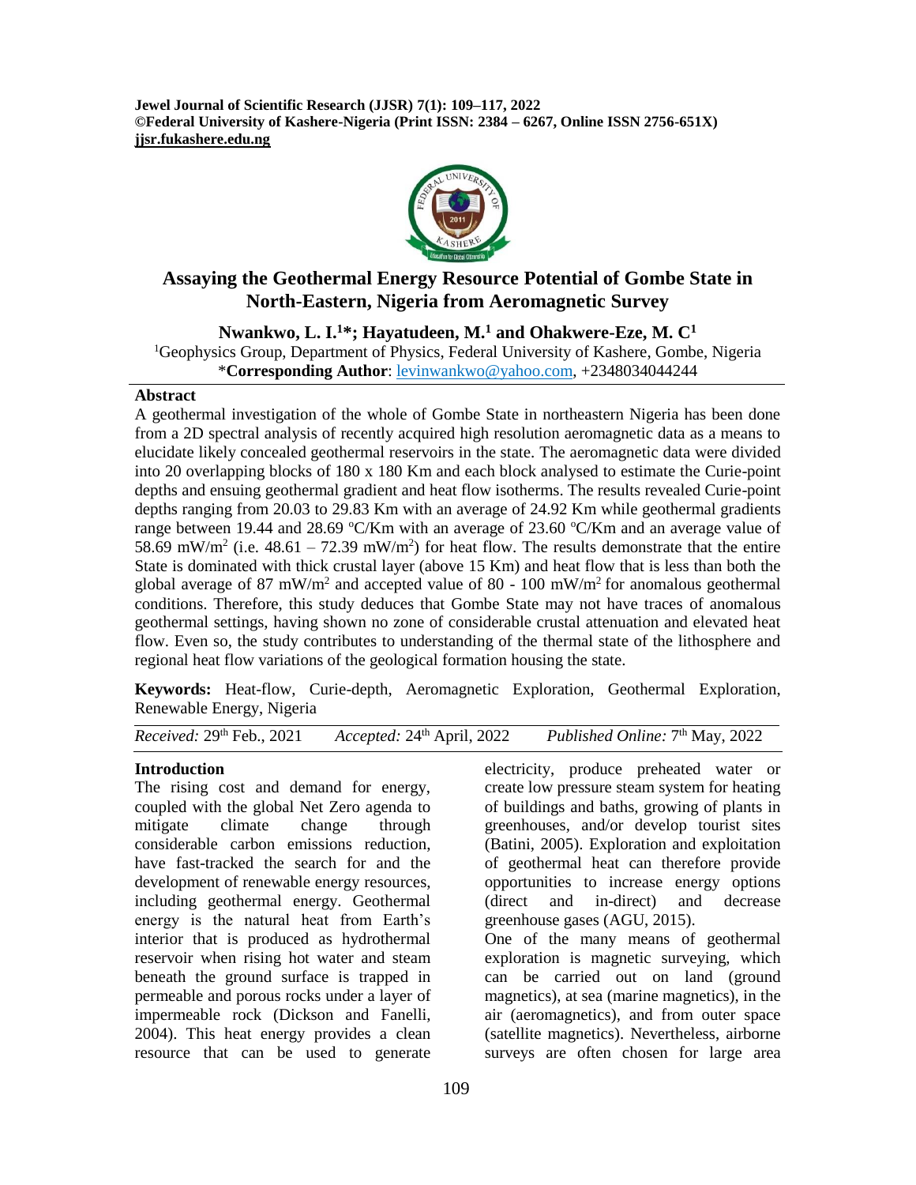**Jewel Journal of Scientific Research (JJSR) 7(1): 109–117, 2022**
**©Federal University of Kashere-Nigeria (Print ISSN: 2384 – 6267, Online ISSN 2756-651X)**
**jjsr.fukashere.edu.ng**

# Assaying the Geothermal Energy Resource Potential of Gombe State in North-Eastern, Nigeria from Aeromagnetic Survey

**Nwankwo, L. I.[1]*; Hayatudeen, M.[1] and Ohakwere-Eze, M. C[1]**

[1]Geophysics Group, Department of Physics, Federal University of Kashere, Gombe, Nigeria
***Corresponding Author**: levinwankwo@yahoo.com, +2348034044244

## Abstract

A geothermal investigation of the whole of Gombe State in northeastern Nigeria has been done from a 2D spectral analysis of recently acquired high resolution aeromagnetic data as a means to elucidate likely concealed geothermal reservoirs in the state. The aeromagnetic data were divided into 20 overlapping blocks of 180 x 180 Km and each block analysed to estimate the Curie-point depths and ensuing geothermal gradient and heat flow isotherms. The results revealed Curie-point depths ranging from 20.03 to 29.83 Km with an average of 24.92 Km while geothermal gradients range between 19.44 and 28.69 $^{o}C/Km$ with an average of 23.60 $^{o}C/Km$ and an average value of 58.69 $mW/m^2$ (i.e. 48.61 – 72.39 $mW/m^2$) for heat flow. The results demonstrate that the entire State is dominated with thick crustal layer (above 15 Km) and heat flow that is less than both the global average of 87 $mW/m^2$ and accepted value of 80 - 100 $mW/m^2$ for anomalous geothermal conditions. Therefore, this study deduces that Gombe State may not have traces of anomalous geothermal settings, having shown no zone of considerable crustal attenuation and elevated heat flow. Even so, the study contributes to understanding of the thermal state of the lithosphere and regional heat flow variations of the geological formation housing the state.

**Keywords:** Heat-flow, Curie-depth, Aeromagnetic Exploration, Geothermal Exploration, Renewable Energy, Nigeria

*Received:* 29th Feb., 2021 *Accepted:* 24th April, 2022 *Published Online:* 7th May, 2022

## Introduction

The rising cost and demand for energy, coupled with the global Net Zero agenda to mitigate climate change through considerable carbon emissions reduction, have fast-tracked the search for and the development of renewable energy resources, including geothermal energy. Geothermal energy is the natural heat from Earth's interior that is produced as hydrothermal reservoir when rising hot water and steam beneath the ground surface is trapped in permeable and porous rocks under a layer of impermeable rock (Dickson and Fanelli, 2004). This heat energy provides a clean resource that can be used to generate electricity, produce preheated water or create low pressure steam system for heating of buildings and baths, growing of plants in greenhouses, and/or develop tourist sites (Batini, 2005). Exploration and exploitation of geothermal heat can therefore provide opportunities to increase energy options (direct and in-direct) and decrease greenhouse gases (AGU, 2015).

One of the many means of geothermal exploration is magnetic surveying, which can be carried out on land (ground magnetics), at sea (marine magnetics), in the air (aeromagnetics), and from outer space (satellite magnetics). Nevertheless, airborne surveys are often chosen for large area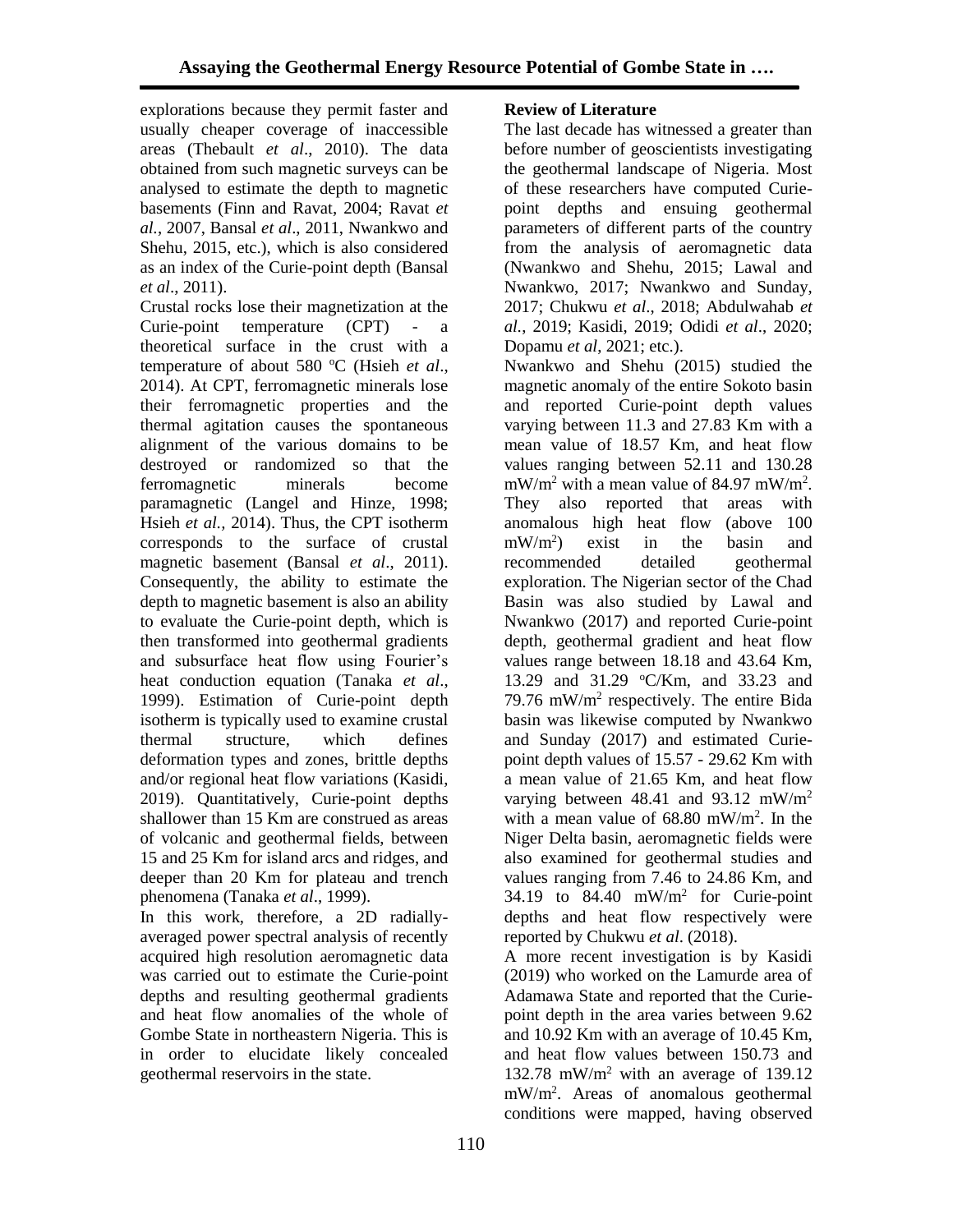explorations because they permit faster and usually cheaper coverage of inaccessible areas (Thebault *et al*., 2010). The data obtained from such magnetic surveys can be analysed to estimate the depth to magnetic basements (Finn and Ravat, 2004; Ravat *et al*., 2007, Bansal *et al*., 2011, Nwankwo and Shehu, 2015, etc.), which is also considered as an index of the Curie-point depth (Bansal *et al*., 2011).

Crustal rocks lose their magnetization at the Curie-point temperature (CPT) - a theoretical surface in the crust with a temperature of about 580 ºC (Hsieh *et al*., 2014). At CPT, ferromagnetic minerals lose their ferromagnetic properties and the thermal agitation causes the spontaneous alignment of the various domains to be destroyed or randomized so that the ferromagnetic minerals become paramagnetic (Langel and Hinze, 1998; Hsieh *et al.,* 2014). Thus, the CPT isotherm corresponds to the surface of crustal magnetic basement (Bansal *et al*., 2011). Consequently, the ability to estimate the depth to magnetic basement is also an ability to evaluate the Curie-point depth, which is then transformed into geothermal gradients and subsurface heat flow using Fourier's heat conduction equation (Tanaka *et al*., 1999). Estimation of Curie-point depth isotherm is typically used to examine crustal thermal structure, which defines deformation types and zones, brittle depths and/or regional heat flow variations (Kasidi, 2019). Quantitatively, Curie-point depths shallower than 15 Km are construed as areas of volcanic and geothermal fields, between 15 and 25 Km for island arcs and ridges, and deeper than 20 Km for plateau and trench phenomena (Tanaka *et al*., 1999).

In this work, therefore, a 2D radially-averaged power spectral analysis of recently acquired high resolution aeromagnetic data was carried out to estimate the Curie-point depths and resulting geothermal gradients and heat flow anomalies of the whole of Gombe State in northeastern Nigeria. This is in order to elucidate likely concealed geothermal reservoirs in the state.

**Review of Literature**

The last decade has witnessed a greater than before number of geoscientists investigating the geothermal landscape of Nigeria. Most of these researchers have computed Curie-point depths and ensuing geothermal parameters of different parts of the country from the analysis of aeromagnetic data (Nwankwo and Shehu, 2015; Lawal and Nwankwo, 2017; Nwankwo and Sunday, 2017; Chukwu *et al*., 2018; Abdulwahab *et al*., 2019; Kasidi, 2019; Odidi *et al*., 2020; Dopamu *et al*, 2021; etc.).

Nwankwo and Shehu (2015) studied the magnetic anomaly of the entire Sokoto basin and reported Curie-point depth values varying between 11.3 and 27.83 Km with a mean value of 18.57 Km, and heat flow values ranging between 52.11 and 130.28 $mW/m^2$ with a mean value of 84.97 $mW/m^2$. They also reported that areas with anomalous high heat flow (above 100 $mW/m^2$) exist in the basin and recommended detailed geothermal exploration. The Nigerian sector of the Chad Basin was also studied by Lawal and Nwankwo (2017) and reported Curie-point depth, geothermal gradient and heat flow values range between 18.18 and 43.64 Km, 13.29 and 31.29 ºC/Km, and 33.23 and 79.76 $mW/m^2$ respectively. The entire Bida basin was likewise computed by Nwankwo and Sunday (2017) and estimated Curie-point depth values of 15.57 - 29.62 Km with a mean value of 21.65 Km, and heat flow varying between 48.41 and 93.12 $mW/m^2$ with a mean value of 68.80 $mW/m^2$. In the Niger Delta basin, aeromagnetic fields were also examined for geothermal studies and values ranging from 7.46 to 24.86 Km, and 34.19 to 84.40 $mW/m^2$ for Curie-point depths and heat flow respectively were reported by Chukwu *et al*. (2018).

A more recent investigation is by Kasidi (2019) who worked on the Lamurde area of Adamawa State and reported that the Curie-point depth in the area varies between 9.62 and 10.92 Km with an average of 10.45 Km, and heat flow values between 150.73 and 132.78 $mW/m^2$ with an average of 139.12 $mW/m^2$. Areas of anomalous geothermal conditions were mapped, having observed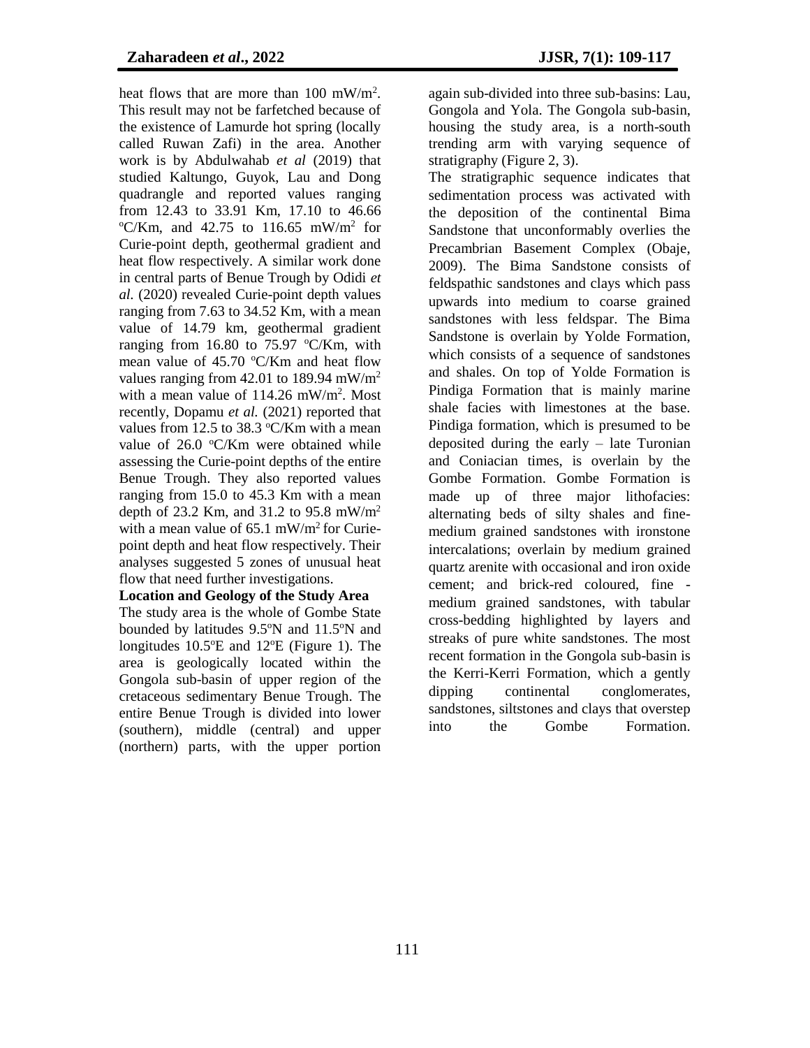heat flows that are more than 100 mW/m$^2$. This result may not be farfetched because of the existence of Lamurde hot spring (locally called Ruwan Zafi) in the area. Another work is by Abdulwahab *et al* (2019) that studied Kaltungo, Guyok, Lau and Dong quadrangle and reported values ranging from 12.43 to 33.91 Km, 17.10 to 46.66 $^o$C/Km, and 42.75 to 116.65 mW/m$^2$ for Curie-point depth, geothermal gradient and heat flow respectively. A similar work done in central parts of Benue Trough by Odidi *et al.* (2020) revealed Curie-point depth values ranging from 7.63 to 34.52 Km, with a mean value of 14.79 km, geothermal gradient ranging from 16.80 to 75.97 $^o$C/Km, with mean value of 45.70 $^o$C/Km and heat flow values ranging from 42.01 to 189.94 mW/m$^2$ with a mean value of 114.26 mW/m$^2$. Most recently, Dopamu *et al.* (2021) reported that values from 12.5 to 38.3 $^o$C/Km with a mean value of 26.0 $^o$C/Km were obtained while assessing the Curie-point depths of the entire Benue Trough. They also reported values ranging from 15.0 to 45.3 Km with a mean depth of 23.2 Km, and 31.2 to 95.8 mW/m$^2$ with a mean value of 65.1 mW/m$^2$ for Curie-point depth and heat flow respectively. Their analyses suggested 5 zones of unusual heat flow that need further investigations.

**Location and Geology of the Study Area**

The study area is the whole of Gombe State bounded by latitudes 9.5$^o$N and 11.5$^o$N and longitudes 10.5$^o$E and 12$^o$E (Figure 1). The area is geologically located within the Gongola sub-basin of upper region of the cretaceous sedimentary Benue Trough. The entire Benue Trough is divided into lower (southern), middle (central) and upper (northern) parts, with the upper portion again sub-divided into three sub-basins: Lau, Gongola and Yola. The Gongola sub-basin, housing the study area, is a north-south trending arm with varying sequence of stratigraphy (Figure 2, 3).

The stratigraphic sequence indicates that sedimentation process was activated with the deposition of the continental Bima Sandstone that unconformably overlies the Precambrian Basement Complex (Obaje, 2009). The Bima Sandstone consists of feldspathic sandstones and clays which pass upwards into medium to coarse grained sandstones with less feldspar. The Bima Sandstone is overlain by Yolde Formation, which consists of a sequence of sandstones and shales. On top of Yolde Formation is Pindiga Formation that is mainly marine shale facies with limestones at the base. Pindiga formation, which is presumed to be deposited during the early – late Turonian and Coniacian times, is overlain by the Gombe Formation. Gombe Formation is made up of three major lithofacies: alternating beds of silty shales and fine-medium grained sandstones with ironstone intercalations; overlain by medium grained quartz arenite with occasional and iron oxide cement; and brick-red coloured, fine - medium grained sandstones, with tabular cross-bedding highlighted by layers and streaks of pure white sandstones. The most recent formation in the Gongola sub-basin is the Kerri-Kerri Formation, which a gently dipping continental conglomerates, sandstones, siltstones and clays that overstep into the Gombe Formation.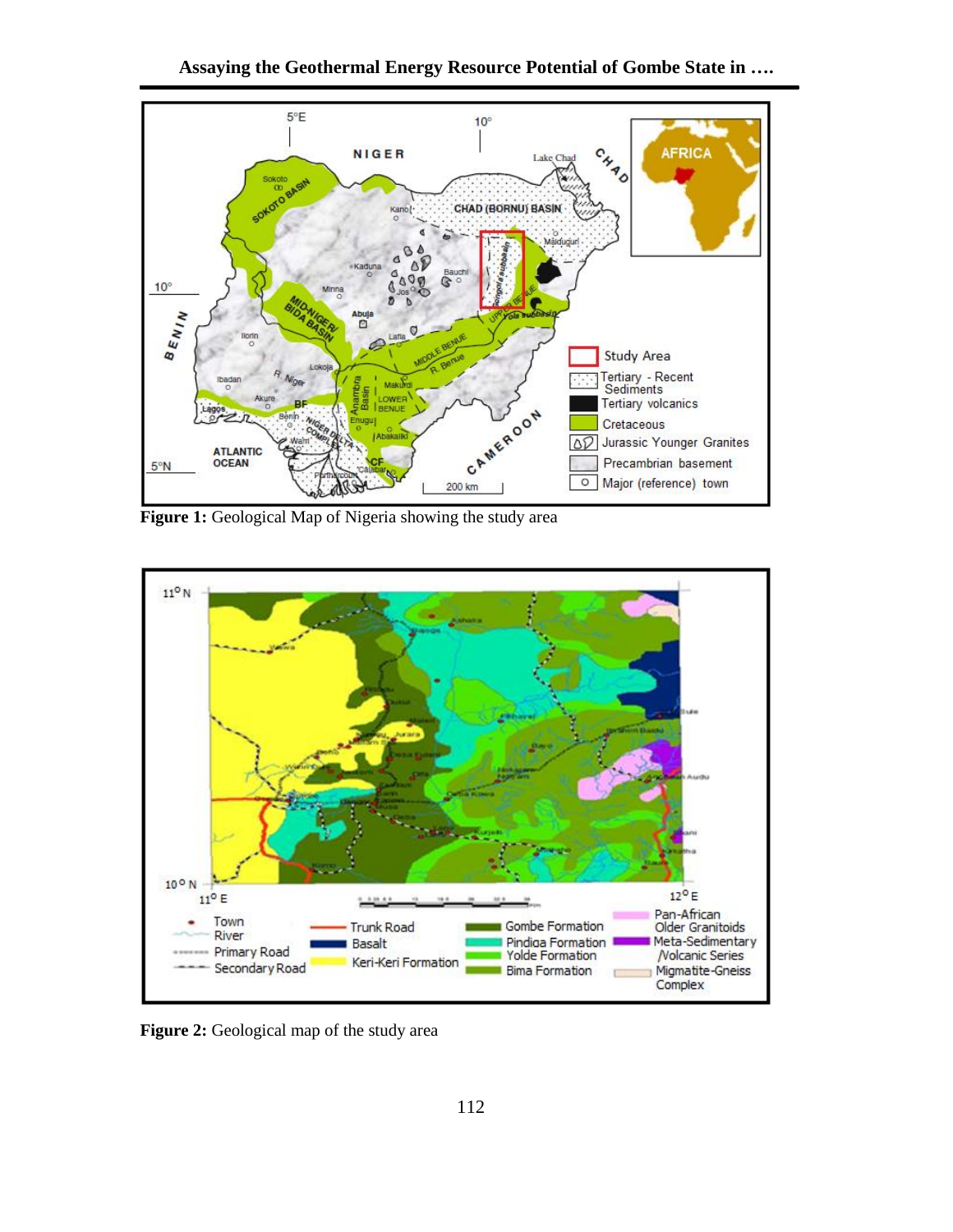**Figure 1:** Geological Map of Nigeria showing the study area

**Figure 2:** Geological map of the study area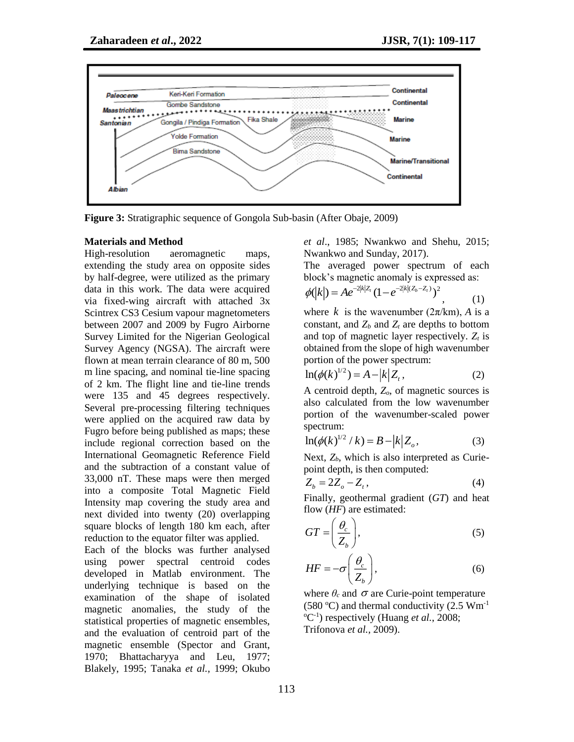**Figure 3:** Stratigraphic sequence of Gongola Sub-basin (After Obaje, 2009)

**Materials and Method**

High-resolution aeromagnetic maps, extending the study area on opposite sides by half-degree, were utilized as the primary data in this work. The data were acquired via fixed-wing aircraft with attached 3x Scintrex CS3 Cesium vapour magnetometers between 2007 and 2009 by Fugro Airborne Survey Limited for the Nigerian Geological Survey Agency (NGSA). The aircraft were flown at mean terrain clearance of 80 m, 500 m line spacing, and nominal tie-line spacing of 2 km. The flight line and tie-line trends were 135 and 45 degrees respectively. Several pre-processing filtering techniques were applied on the acquired raw data by Fugro before being published as maps; these include regional correction based on the International Geomagnetic Reference Field and the subtraction of a constant value of 33,000 nT. These maps were then merged into a composite Total Magnetic Field Intensity map covering the study area and next divided into twenty (20) overlapping square blocks of length 180 km each, after reduction to the equator filter was applied.

Each of the blocks was further analysed using power spectral centroid codes developed in Matlab environment. The underlying technique is based on the examination of the shape of isolated magnetic anomalies, the study of the statistical properties of magnetic ensembles, and the evaluation of centroid part of the magnetic ensemble (Spector and Grant, 1970; Bhattacharyya and Leu, 1977; Blakely, 1995; Tanaka *et al.,* 1999; Okubo *et al*., 1985; Nwankwo and Shehu, 2015; Nwankwo and Sunday, 2017).

The averaged power spectrum of each block's magnetic anomaly is expressed as:

$$\phi(|k|) = Ae^{-2|k|Z_t}(1-e^{-2|k|(Z_b-Z_t)})^2, \qquad (1)$$

where $k$ is the wavenumber (2π/km), $A$ is a constant, and $Z_b$ and $Z_t$ are depths to bottom and top of magnetic layer respectively. $Z_t$ is obtained from the slope of high wavenumber portion of the power spectrum:

$$\ln(\phi(k)^{1/2}) = A - |k|Z_t, \qquad (2)$$

A centroid depth, $Z_o$, of magnetic sources is also calculated from the low wavenumber portion of the wavenumber-scaled power spectrum:

$$\ln(\phi(k)^{1/2}/k) = B - |k|Z_o, \qquad (3)$$

Next, $Z_b$, which is also interpreted as Curie-point depth, is then computed:

$$Z_b = 2Z_o - Z_t, \qquad (4)$$

Finally, geothermal gradient (*GT*) and heat flow (*HF*) are estimated:

$$GT = \left(\frac{\theta_c}{Z_b}\right), \qquad (5)$$

$$HF = -\sigma\left(\frac{\theta_c}{Z_b}\right), \qquad (6)$$

where $\theta_c$ and $\sigma$ are Curie-point temperature (580 ºC) and thermal conductivity (2.5 $Wm^{-1}$ $^{\circ}C^{-1}$) respectively (Huang *et al.*, 2008; Trifonova *et al.,* 2009).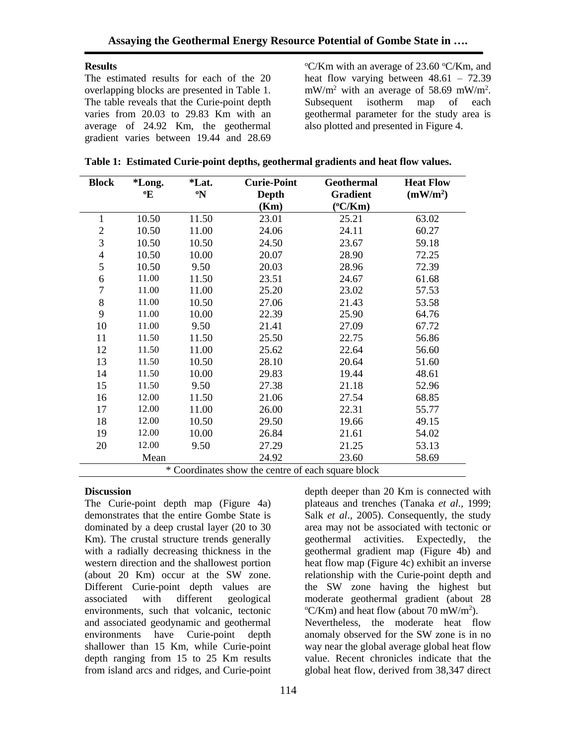## Results

The estimated results for each of the 20 overlapping blocks are presented in Table 1. The table reveals that the Curie-point depth varies from 20.03 to 29.83 Km with an average of 24.92 Km, the geothermal gradient varies between 19.44 and 28.69 °C/Km with an average of 23.60 °C/Km, and heat flow varying between 48.61 – 72.39 mW/m² with an average of 58.69 mW/m². Subsequent isotherm map of each geothermal parameter for the study area is also plotted and presented in Figure 4.

**Table 1: Estimated Curie-point depths, geothermal gradients and heat flow values.**

| Block | *Long. °E | *Lat. °N | Curie-Point Depth (Km) | Geothermal Gradient (°C/Km) | Heat Flow (mW/m²) |
|---|---|---|---|---|---|
| 1 | 10.50 | 11.50 | 23.01 | 25.21 | 63.02 |
| 2 | 10.50 | 11.00 | 24.06 | 24.11 | 60.27 |
| 3 | 10.50 | 10.50 | 24.50 | 23.67 | 59.18 |
| 4 | 10.50 | 10.00 | 20.07 | 28.90 | 72.25 |
| 5 | 10.50 | 9.50 | 20.03 | 28.96 | 72.39 |
| 6 | 11.00 | 11.50 | 23.51 | 24.67 | 61.68 |
| 7 | 11.00 | 11.00 | 25.20 | 23.02 | 57.53 |
| 8 | 11.00 | 10.50 | 27.06 | 21.43 | 53.58 |
| 9 | 11.00 | 10.00 | 22.39 | 25.90 | 64.76 |
| 10 | 11.00 | 9.50 | 21.41 | 27.09 | 67.72 |
| 11 | 11.50 | 11.50 | 25.50 | 22.75 | 56.86 |
| 12 | 11.50 | 11.00 | 25.62 | 22.64 | 56.60 |
| 13 | 11.50 | 10.50 | 28.10 | 20.64 | 51.60 |
| 14 | 11.50 | 10.00 | 29.83 | 19.44 | 48.61 |
| 15 | 11.50 | 9.50 | 27.38 | 21.18 | 52.96 |
| 16 | 12.00 | 11.50 | 21.06 | 27.54 | 68.85 |
| 17 | 12.00 | 11.00 | 26.00 | 22.31 | 55.77 |
| 18 | 12.00 | 10.50 | 29.50 | 19.66 | 49.15 |
| 19 | 12.00 | 10.00 | 26.84 | 21.61 | 54.02 |
| 20 | 12.00 | 9.50 | 27.29 | 21.25 | 53.13 |
| | Mean | | 24.92 | 23.60 | 58.69 |

\* Coordinates show the centre of each square block

## Discussion

The Curie-point depth map (Figure 4a) demonstrates that the entire Gombe State is dominated by a deep crustal layer (20 to 30 Km). The crustal structure trends generally with a radially decreasing thickness in the western direction and the shallowest portion (about 20 Km) occur at the SW zone. Different Curie-point depth values are associated with different geological environments, such that volcanic, tectonic and associated geodynamic and geothermal environments have Curie-point depth shallower than 15 Km, while Curie-point depth ranging from 15 to 25 Km results from island arcs and ridges, and Curie-point depth deeper than 20 Km is connected with plateaus and trenches (Tanaka *et al*., 1999; Salk *et al*., 2005). Consequently, the study area may not be associated with tectonic or geothermal activities. Expectedly, the geothermal gradient map (Figure 4b) and heat flow map (Figure 4c) exhibit an inverse relationship with the Curie-point depth and the SW zone having the highest but moderate geothermal gradient (about 28 °C/Km) and heat flow (about 70 mW/m²).

Nevertheless, the moderate heat flow anomaly observed for the SW zone is in no way near the global average global heat flow value. Recent chronicles indicate that the global heat flow, derived from 38,347 direct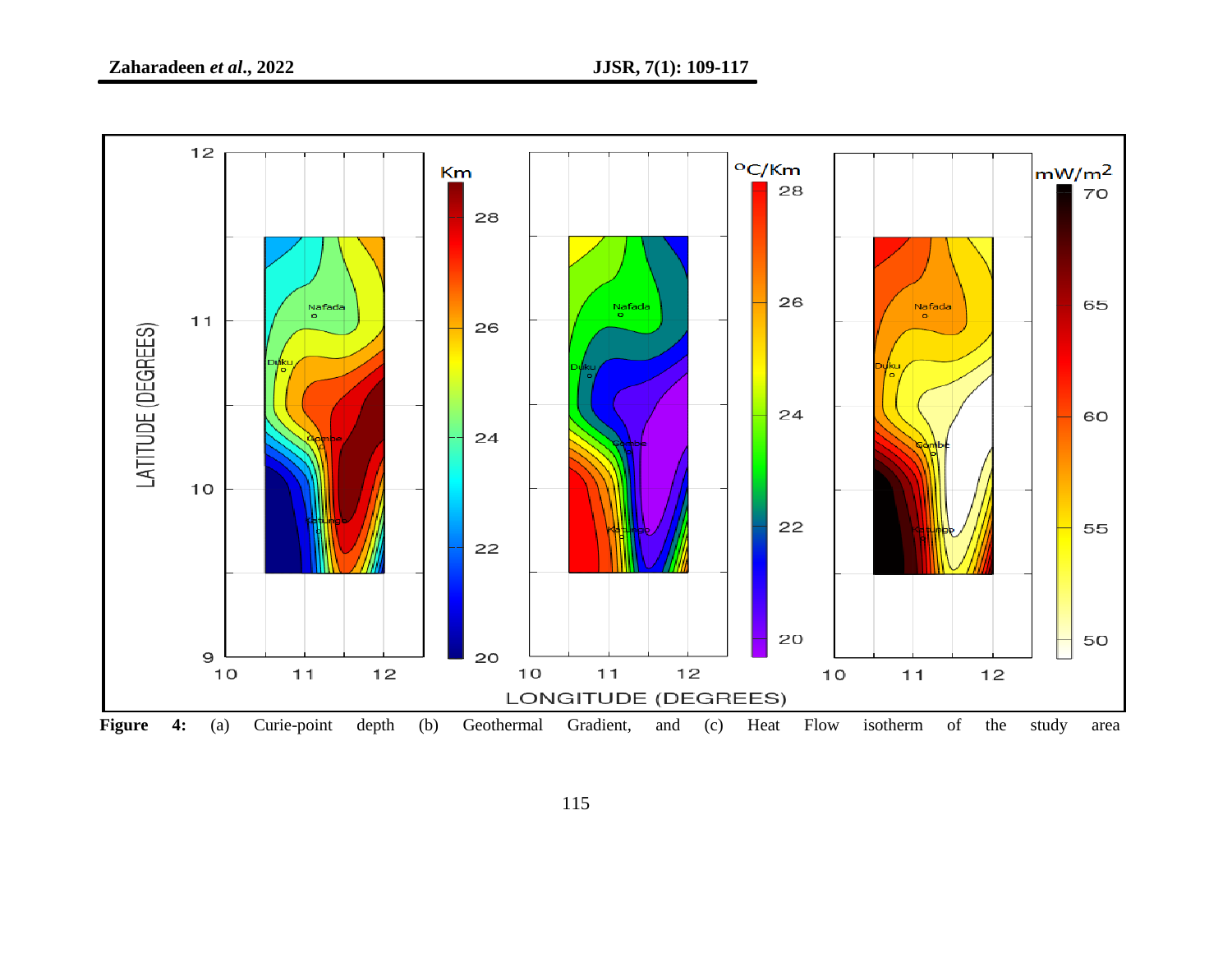**Figure 4:** (a) Curie-point depth (b) Geothermal Gradient, and (c) Heat Flow isotherm of the study area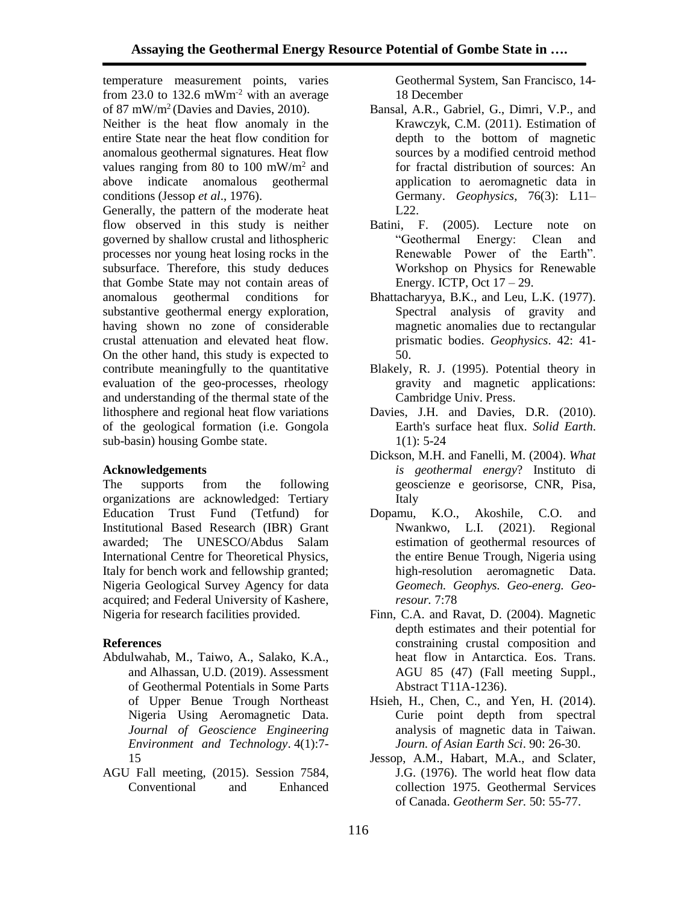temperature measurement points, varies from 23.0 to 132.6 $mWm^{-2}$ with an average of 87 $mW/m^2$ (Davies and Davies, 2010).

Neither is the heat flow anomaly in the entire State near the heat flow condition for anomalous geothermal signatures. Heat flow values ranging from 80 to 100 $mW/m^2$ and above indicate anomalous geothermal conditions (Jessop *et al*., 1976).

Generally, the pattern of the moderate heat flow observed in this study is neither governed by shallow crustal and lithospheric processes nor young heat losing rocks in the subsurface. Therefore, this study deduces that Gombe State may not contain areas of anomalous geothermal conditions for substantive geothermal energy exploration, having shown no zone of considerable crustal attenuation and elevated heat flow. On the other hand, this study is expected to contribute meaningfully to the quantitative evaluation of the geo-processes, rheology and understanding of the thermal state of the lithosphere and regional heat flow variations of the geological formation (i.e. Gongola sub-basin) housing Gombe state.

**Acknowledgements**

The supports from the following organizations are acknowledged: Tertiary Education Trust Fund (Tetfund) for Institutional Based Research (IBR) Grant awarded; The UNESCO/Abdus Salam International Centre for Theoretical Physics, Italy for bench work and fellowship granted; Nigeria Geological Survey Agency for data acquired; and Federal University of Kashere, Nigeria for research facilities provided.

**References**

- Abdulwahab, M., Taiwo, A., Salako, K.A., and Alhassan, U.D. (2019). Assessment of Geothermal Potentials in Some Parts of Upper Benue Trough Northeast Nigeria Using Aeromagnetic Data. *Journal of Geoscience Engineering Environment and Technology*. 4(1):7-15
- AGU Fall meeting, (2015). Session 7584, Conventional and Enhanced Geothermal System, San Francisco, 14-18 December
- Bansal, A.R., Gabriel, G., Dimri, V.P., and Krawczyk, C.M. (2011). Estimation of depth to the bottom of magnetic sources by a modified centroid method for fractal distribution of sources: An application to aeromagnetic data in Germany. *Geophysics*, 76(3): L11–L22.
- Batini, F. (2005). Lecture note on "Geothermal Energy: Clean and Renewable Power of the Earth". Workshop on Physics for Renewable Energy. ICTP, Oct 17 – 29.
- Bhattacharyya, B.K., and Leu, L.K. (1977). Spectral analysis of gravity and magnetic anomalies due to rectangular prismatic bodies. *Geophysics*. 42: 41-50.
- Blakely, R. J. (1995). Potential theory in gravity and magnetic applications: Cambridge Univ. Press.
- Davies, J.H. and Davies, D.R. (2010). Earth's surface heat flux. *Solid Earth*. 1(1): 5-24
- Dickson, M.H. and Fanelli, M. (2004). *What is geothermal energy*? Instituto di geoscienze e georisorse, CNR, Pisa, Italy
- Dopamu, K.O., Akoshile, C.O. and Nwankwo, L.I. (2021). Regional estimation of geothermal resources of the entire Benue Trough, Nigeria using high-resolution aeromagnetic Data. *Geomech. Geophys. Geo-energ. Geo-resour.* 7:78
- Finn, C.A. and Ravat, D. (2004). Magnetic depth estimates and their potential for constraining crustal composition and heat flow in Antarctica. Eos. Trans. AGU 85 (47) (Fall meeting Suppl., Abstract T11A-1236).
- Hsieh, H., Chen, C., and Yen, H. (2014). Curie point depth from spectral analysis of magnetic data in Taiwan. *Journ. of Asian Earth Sci*. 90: 26-30.
- Jessop, A.M., Habart, M.A., and Sclater, J.G. (1976). The world heat flow data collection 1975. Geothermal Services of Canada. *Geotherm Ser.* 50: 55-77.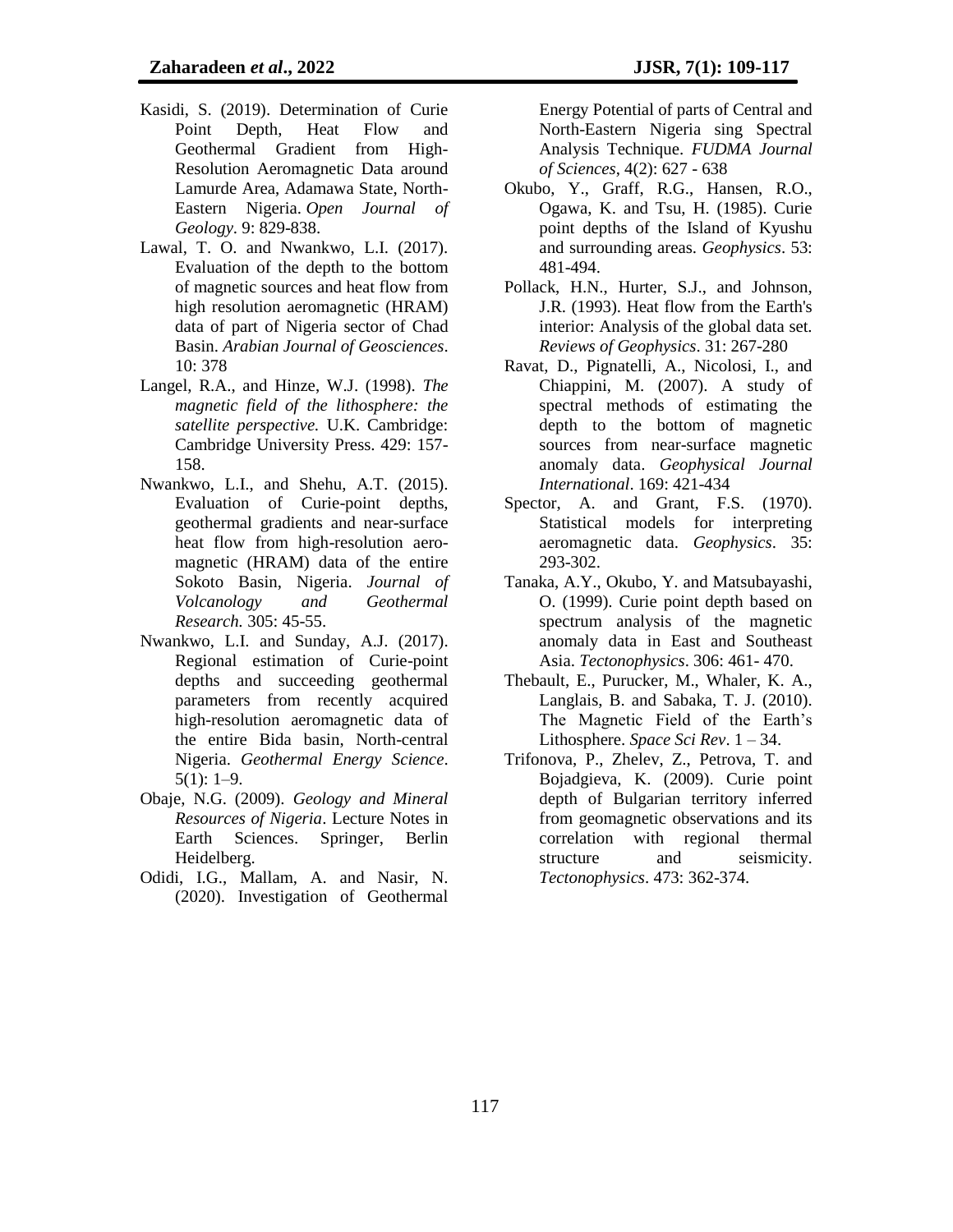Kasidi, S. (2019). Determination of Curie Point Depth, Heat Flow and Geothermal Gradient from High-Resolution Aeromagnetic Data around Lamurde Area, Adamawa State, North-Eastern Nigeria. *Open Journal of Geology*. 9: 829-838.

Lawal, T. O. and Nwankwo, L.I. (2017). Evaluation of the depth to the bottom of magnetic sources and heat flow from high resolution aeromagnetic (HRAM) data of part of Nigeria sector of Chad Basin. *Arabian Journal of Geosciences*. 10: 378

Langel, R.A., and Hinze, W.J. (1998). *The magnetic field of the lithosphere: the satellite perspective.* U.K. Cambridge: Cambridge University Press. 429: 157-158.

Nwankwo, L.I., and Shehu, A.T. (2015). Evaluation of Curie-point depths, geothermal gradients and near-surface heat flow from high-resolution aero-magnetic (HRAM) data of the entire Sokoto Basin, Nigeria. *Journal of Volcanology and Geothermal Research.* 305: 45-55.

Nwankwo, L.I. and Sunday, A.J. (2017). Regional estimation of Curie-point depths and succeeding geothermal parameters from recently acquired high-resolution aeromagnetic data of the entire Bida basin, North-central Nigeria. *Geothermal Energy Science*. 5(1): 1–9.

Obaje, N.G. (2009). *Geology and Mineral Resources of Nigeria*. Lecture Notes in Earth Sciences. Springer, Berlin Heidelberg.

Odidi, I.G., Mallam, A. and Nasir, N. (2020). Investigation of Geothermal Energy Potential of parts of Central and North-Eastern Nigeria sing Spectral Analysis Technique. *FUDMA Journal of Sciences*, 4(2): 627 - 638

Okubo, Y., Graff, R.G., Hansen, R.O., Ogawa, K. and Tsu, H. (1985). Curie point depths of the Island of Kyushu and surrounding areas. *Geophysics*. 53: 481-494.

Pollack, H.N., Hurter, S.J., and Johnson, J.R. (1993). Heat flow from the Earth's interior: Analysis of the global data set. *Reviews of Geophysics*. 31: 267-280

Ravat, D., Pignatelli, A., Nicolosi, I., and Chiappini, M. (2007). A study of spectral methods of estimating the depth to the bottom of magnetic sources from near-surface magnetic anomaly data. *Geophysical Journal International*. 169: 421-434

Spector, A. and Grant, F.S. (1970). Statistical models for interpreting aeromagnetic data. *Geophysics*. 35: 293-302.

Tanaka, A.Y., Okubo, Y. and Matsubayashi, O. (1999). Curie point depth based on spectrum analysis of the magnetic anomaly data in East and Southeast Asia. *Tectonophysics*. 306: 461- 470.

Thebault, E., Purucker, M., Whaler, K. A., Langlais, B. and Sabaka, T. J. (2010). The Magnetic Field of the Earth's Lithosphere. *Space Sci Rev*. 1 – 34.

Trifonova, P., Zhelev, Z., Petrova, T. and Bojadgieva, K. (2009). Curie point depth of Bulgarian territory inferred from geomagnetic observations and its correlation with regional thermal structure and seismicity. *Tectonophysics*. 473: 362-374.